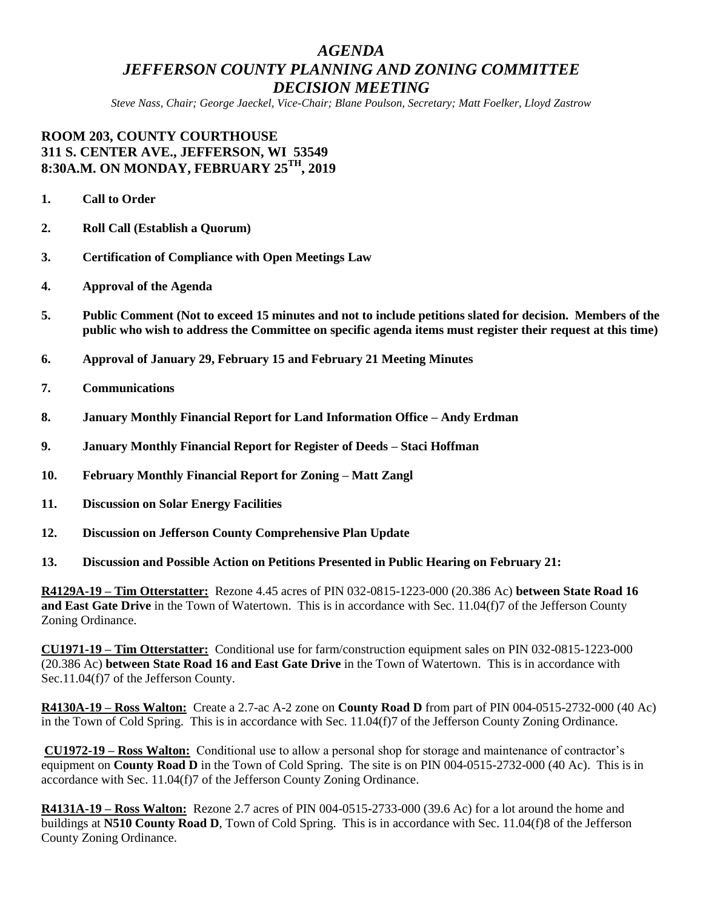# *AGENDA*
# *JEFFERSON COUNTY PLANNING AND ZONING COMMITTEE*
# *DECISION MEETING*

*Steve Nass, Chair; George Jaeckel, Vice-Chair; Blane Poulson, Secretary; Matt Foelker, Lloyd Zastrow*

**ROOM 203, COUNTY COURTHOUSE**
**311 S. CENTER AVE., JEFFERSON, WI 53549**
**8:30A.M. ON MONDAY, FEBRUARY 25TH, 2019**

1. **Call to Order**
2. **Roll Call (Establish a Quorum)**
3. **Certification of Compliance with Open Meetings Law**
4. **Approval of the Agenda**
5. **Public Comment (Not to exceed 15 minutes and not to include petitions slated for decision. Members of the public who wish to address the Committee on specific agenda items must register their request at this time)**
6. **Approval of January 29, February 15 and February 21 Meeting Minutes**
7. **Communications**
8. **January Monthly Financial Report for Land Information Office – Andy Erdman**
9. **January Monthly Financial Report for Register of Deeds – Staci Hoffman**
10. **February Monthly Financial Report for Zoning – Matt Zangl**
11. **Discussion on Solar Energy Facilities**
12. **Discussion on Jefferson County Comprehensive Plan Update**
13. **Discussion and Possible Action on Petitions Presented in Public Hearing on February 21:**

**R4129A-19 – Tim Otterstatter:** Rezone 4.45 acres of PIN 032-0815-1223-000 (20.386 Ac) **between State Road 16 and East Gate Drive** in the Town of Watertown. This is in accordance with Sec. 11.04(f)7 of the Jefferson County Zoning Ordinance.

**CU1971-19 – Tim Otterstatter:** Conditional use for farm/construction equipment sales on PIN 032-0815-1223-000 (20.386 Ac) **between State Road 16 and East Gate Drive** in the Town of Watertown. This is in accordance with Sec.11.04(f)7 of the Jefferson County.

**R4130A-19 – Ross Walton:** Create a 2.7-ac A-2 zone on **County Road D** from part of PIN 004-0515-2732-000 (40 Ac) in the Town of Cold Spring. This is in accordance with Sec. 11.04(f)7 of the Jefferson County Zoning Ordinance.

**CU1972-19 – Ross Walton:** Conditional use to allow a personal shop for storage and maintenance of contractor's equipment on **County Road D** in the Town of Cold Spring. The site is on PIN 004-0515-2732-000 (40 Ac). This is in accordance with Sec. 11.04(f)7 of the Jefferson County Zoning Ordinance.

**R4131A-19 – Ross Walton:** Rezone 2.7 acres of PIN 004-0515-2733-000 (39.6 Ac) for a lot around the home and buildings at **N510 County Road D**, Town of Cold Spring. This is in accordance with Sec. 11.04(f)8 of the Jefferson County Zoning Ordinance.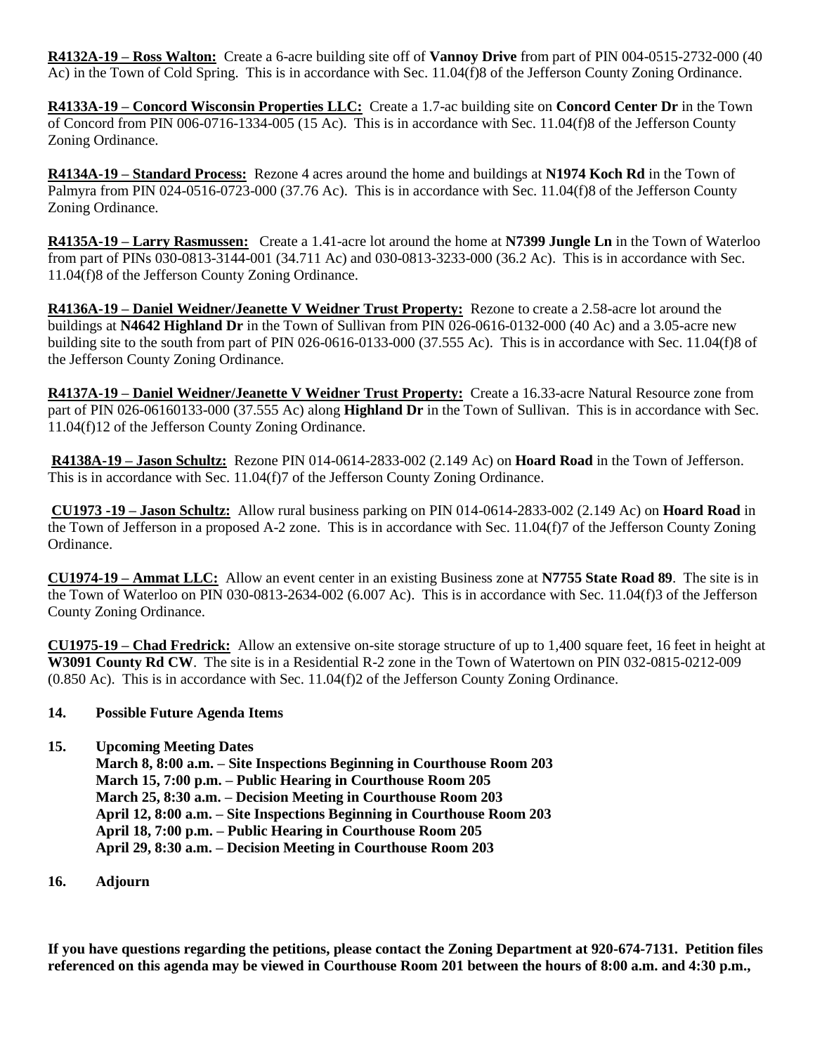**R4132A-19 – Ross Walton:** Create a 6-acre building site off of **Vannoy Drive** from part of PIN 004-0515-2732-000 (40 Ac) in the Town of Cold Spring. This is in accordance with Sec. 11.04(f)8 of the Jefferson County Zoning Ordinance.

**R4133A-19 – Concord Wisconsin Properties LLC:** Create a 1.7-ac building site on **Concord Center Dr** in the Town of Concord from PIN 006-0716-1334-005 (15 Ac). This is in accordance with Sec. 11.04(f)8 of the Jefferson County Zoning Ordinance.

**R4134A-19 – Standard Process:** Rezone 4 acres around the home and buildings at **N1974 Koch Rd** in the Town of Palmyra from PIN 024-0516-0723-000 (37.76 Ac). This is in accordance with Sec. 11.04(f)8 of the Jefferson County Zoning Ordinance.

**R4135A-19 – Larry Rasmussen:** Create a 1.41-acre lot around the home at **N7399 Jungle Ln** in the Town of Waterloo from part of PINs 030-0813-3144-001 (34.711 Ac) and 030-0813-3233-000 (36.2 Ac). This is in accordance with Sec. 11.04(f)8 of the Jefferson County Zoning Ordinance.

**R4136A-19 – Daniel Weidner/Jeanette V Weidner Trust Property:** Rezone to create a 2.58-acre lot around the buildings at **N4642 Highland Dr** in the Town of Sullivan from PIN 026-0616-0132-000 (40 Ac) and a 3.05-acre new building site to the south from part of PIN 026-0616-0133-000 (37.555 Ac). This is in accordance with Sec. 11.04(f)8 of the Jefferson County Zoning Ordinance.

**R4137A-19 – Daniel Weidner/Jeanette V Weidner Trust Property:** Create a 16.33-acre Natural Resource zone from part of PIN 026-06160133-000 (37.555 Ac) along **Highland Dr** in the Town of Sullivan. This is in accordance with Sec. 11.04(f)12 of the Jefferson County Zoning Ordinance.

**R4138A-19 – Jason Schultz:** Rezone PIN 014-0614-2833-002 (2.149 Ac) on **Hoard Road** in the Town of Jefferson. This is in accordance with Sec. 11.04(f)7 of the Jefferson County Zoning Ordinance.

**CU1973 -19 – Jason Schultz:** Allow rural business parking on PIN 014-0614-2833-002 (2.149 Ac) on **Hoard Road** in the Town of Jefferson in a proposed A-2 zone. This is in accordance with Sec. 11.04(f)7 of the Jefferson County Zoning Ordinance.

**CU1974-19 – Ammat LLC:** Allow an event center in an existing Business zone at **N7755 State Road 89**. The site is in the Town of Waterloo on PIN 030-0813-2634-002 (6.007 Ac). This is in accordance with Sec. 11.04(f)3 of the Jefferson County Zoning Ordinance.

**CU1975-19 – Chad Fredrick:** Allow an extensive on-site storage structure of up to 1,400 square feet, 16 feet in height at **W3091 County Rd CW**. The site is in a Residential R-2 zone in the Town of Watertown on PIN 032-0815-0212-009 (0.850 Ac). This is in accordance with Sec. 11.04(f)2 of the Jefferson County Zoning Ordinance.

**14. Possible Future Agenda Items**

**15. Upcoming Meeting Dates**
**March 8, 8:00 a.m. – Site Inspections Beginning in Courthouse Room 203**
**March 15, 7:00 p.m. – Public Hearing in Courthouse Room 205**
**March 25, 8:30 a.m. – Decision Meeting in Courthouse Room 203**
**April 12, 8:00 a.m. – Site Inspections Beginning in Courthouse Room 203**
**April 18, 7:00 p.m. – Public Hearing in Courthouse Room 205**
**April 29, 8:30 a.m. – Decision Meeting in Courthouse Room 203**

**16. Adjourn**

**If you have questions regarding the petitions, please contact the Zoning Department at 920-674-7131. Petition files referenced on this agenda may be viewed in Courthouse Room 201 between the hours of 8:00 a.m. and 4:30 p.m.,**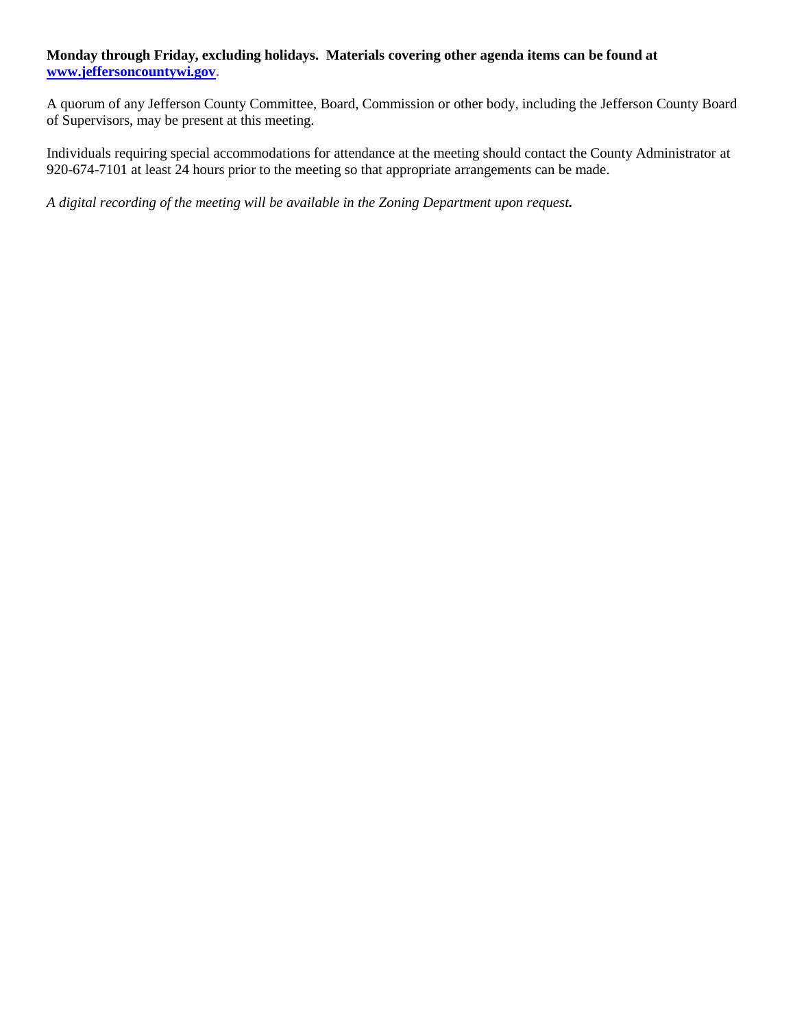**Monday through Friday, excluding holidays. Materials covering other agenda items can be found at [www.jeffersoncountywi.gov](http://www.jeffersoncountywi.gov).**

A quorum of any Jefferson County Committee, Board, Commission or other body, including the Jefferson County Board of Supervisors, may be present at this meeting.

Individuals requiring special accommodations for attendance at the meeting should contact the County Administrator at 920-674-7101 at least 24 hours prior to the meeting so that appropriate arrangements can be made.

*A digital recording of the meeting will be available in the Zoning Department upon request.*